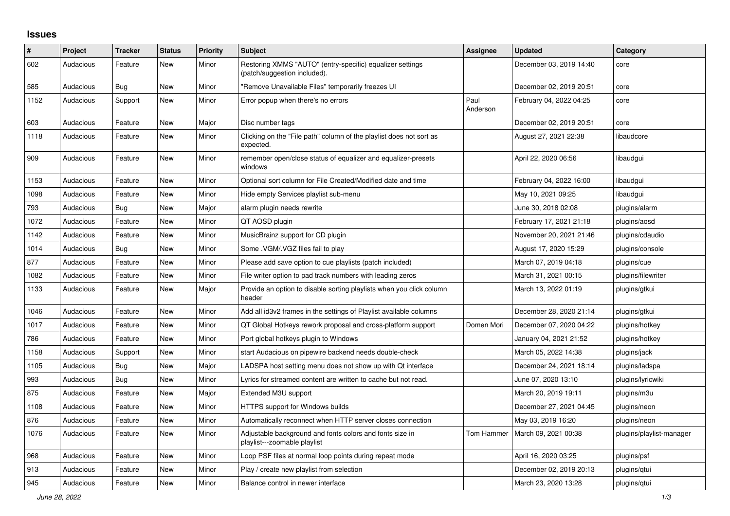# Issues

| # | Project | Tracker | Status | Priority | Subject | Assignee | Updated | Category |
|---|---|---|---|---|---|---|---|---|
| 602 | Audacious | Feature | New | Minor | Restoring XMMS "AUTO" (entry-specific) equalizer settings (patch/suggestion included). | | December 03, 2019 14:40 | core |
| 585 | Audacious | Bug | New | Minor | "Remove Unavailable Files" temporarily freezes UI | | December 02, 2019 20:51 | core |
| 1152 | Audacious | Support | New | Minor | Error popup when there's no errors | Paul Anderson | February 04, 2022 04:25 | core |
| 603 | Audacious | Feature | New | Major | Disc number tags | | December 02, 2019 20:51 | core |
| 1118 | Audacious | Feature | New | Minor | Clicking on the "File path" column of the playlist does not sort as expected. | | August 27, 2021 22:38 | libaudcore |
| 909 | Audacious | Feature | New | Minor | remember open/close status of equalizer and equalizer-presets windows | | April 22, 2020 06:56 | libaudgui |
| 1153 | Audacious | Feature | New | Minor | Optional sort column for File Created/Modified date and time | | February 04, 2022 16:00 | libaudgui |
| 1098 | Audacious | Feature | New | Minor | Hide empty Services playlist sub-menu | | May 10, 2021 09:25 | libaudgui |
| 793 | Audacious | Bug | New | Major | alarm plugin needs rewrite | | June 30, 2018 02:08 | plugins/alarm |
| 1072 | Audacious | Feature | New | Minor | QT AOSD plugin | | February 17, 2021 21:18 | plugins/aosd |
| 1142 | Audacious | Feature | New | Minor | MusicBrainz support for CD plugin | | November 20, 2021 21:46 | plugins/cdaudio |
| 1014 | Audacious | Bug | New | Minor | Some .VGM/.VGZ files fail to play | | August 17, 2020 15:29 | plugins/console |
| 877 | Audacious | Feature | New | Minor | Please add save option to cue playlists (patch included) | | March 07, 2019 04:18 | plugins/cue |
| 1082 | Audacious | Feature | New | Minor | File writer option to pad track numbers with leading zeros | | March 31, 2021 00:15 | plugins/filewriter |
| 1133 | Audacious | Feature | New | Major | Provide an option to disable sorting playlists when you click column header | | March 13, 2022 01:19 | plugins/gtkui |
| 1046 | Audacious | Feature | New | Minor | Add all id3v2 frames in the settings of Playlist available columns | | December 28, 2020 21:14 | plugins/gtkui |
| 1017 | Audacious | Feature | New | Minor | QT Global Hotkeys rework proposal and cross-platform support | Domen Mori | December 07, 2020 04:22 | plugins/hotkey |
| 786 | Audacious | Feature | New | Minor | Port global hotkeys plugin to Windows | | January 04, 2021 21:52 | plugins/hotkey |
| 1158 | Audacious | Support | New | Minor | start Audacious on pipewire backend needs double-check | | March 05, 2022 14:38 | plugins/jack |
| 1105 | Audacious | Bug | New | Major | LADSPA host setting menu does not show up with Qt interface | | December 24, 2021 18:14 | plugins/ladspa |
| 993 | Audacious | Bug | New | Minor | Lyrics for streamed content are written to cache but not read. | | June 07, 2020 13:10 | plugins/lyricwiki |
| 875 | Audacious | Feature | New | Major | Extended M3U support | | March 20, 2019 19:11 | plugins/m3u |
| 1108 | Audacious | Feature | New | Minor | HTTPS support for Windows builds | | December 27, 2021 04:45 | plugins/neon |
| 876 | Audacious | Feature | New | Minor | Automatically reconnect when HTTP server closes connection | | May 03, 2019 16:20 | plugins/neon |
| 1076 | Audacious | Feature | New | Minor | Adjustable background and fonts colors and fonts size in playlist---zoomable playlist | Tom Hammer | March 09, 2021 00:38 | plugins/playlist-manager |
| 968 | Audacious | Feature | New | Minor | Loop PSF files at normal loop points during repeat mode | | April 16, 2020 03:25 | plugins/psf |
| 913 | Audacious | Feature | New | Minor | Play / create new playlist from selection | | December 02, 2019 20:13 | plugins/qtui |
| 945 | Audacious | Feature | New | Minor | Balance control in newer interface | | March 23, 2020 13:28 | plugins/qtui |

*June 28, 2022*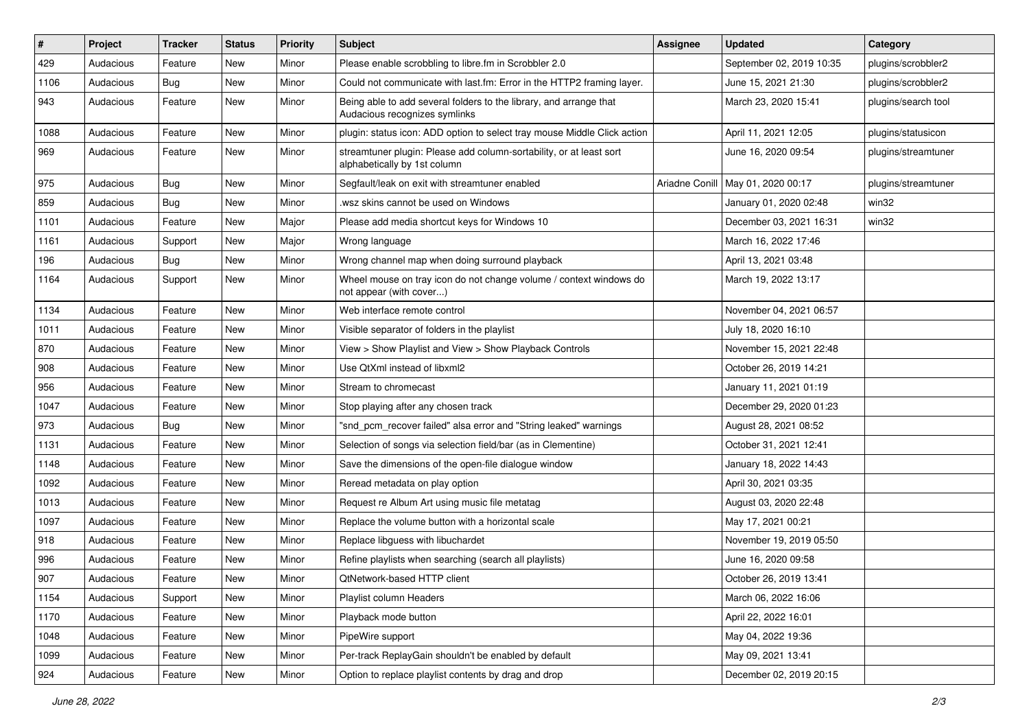| # | Project | Tracker | Status | Priority | Subject | Assignee | Updated | Category |
|---|---|---|---|---|---|---|---|---|
| 429 | Audacious | Feature | New | Minor | Please enable scrobbling to libre.fm in Scrobbler 2.0 | | September 02, 2019 10:35 | plugins/scrobbler2 |
| 1106 | Audacious | Bug | New | Minor | Could not communicate with last.fm: Error in the HTTP2 framing layer. | | June 15, 2021 21:30 | plugins/scrobbler2 |
| 943 | Audacious | Feature | New | Minor | Being able to add several folders to the library, and arrange that Audacious recognizes symlinks | | March 23, 2020 15:41 | plugins/search tool |
| 1088 | Audacious | Feature | New | Minor | plugin: status icon: ADD option to select tray mouse Middle Click action | | April 11, 2021 12:05 | plugins/statusicon |
| 969 | Audacious | Feature | New | Minor | streamtuner plugin: Please add column-sortability, or at least sort alphabetically by 1st column | | June 16, 2020 09:54 | plugins/streamtuner |
| 975 | Audacious | Bug | New | Minor | Segfault/leak on exit with streamtuner enabled | Ariadne Conill | May 01, 2020 00:17 | plugins/streamtuner |
| 859 | Audacious | Bug | New | Minor | .wsz skins cannot be used on Windows | | January 01, 2020 02:48 | win32 |
| 1101 | Audacious | Feature | New | Major | Please add media shortcut keys for Windows 10 | | December 03, 2021 16:31 | win32 |
| 1161 | Audacious | Support | New | Major | Wrong language | | March 16, 2022 17:46 | |
| 196 | Audacious | Bug | New | Minor | Wrong channel map when doing surround playback | | April 13, 2021 03:48 | |
| 1164 | Audacious | Support | New | Minor | Wheel mouse on tray icon do not change volume / context windows do not appear (with cover...) | | March 19, 2022 13:17 | |
| 1134 | Audacious | Feature | New | Minor | Web interface remote control | | November 04, 2021 06:57 | |
| 1011 | Audacious | Feature | New | Minor | Visible separator of folders in the playlist | | July 18, 2020 16:10 | |
| 870 | Audacious | Feature | New | Minor | View > Show Playlist and View > Show Playback Controls | | November 15, 2021 22:48 | |
| 908 | Audacious | Feature | New | Minor | Use QtXml instead of libxml2 | | October 26, 2019 14:21 | |
| 956 | Audacious | Feature | New | Minor | Stream to chromecast | | January 11, 2021 01:19 | |
| 1047 | Audacious | Feature | New | Minor | Stop playing after any chosen track | | December 29, 2020 01:23 | |
| 973 | Audacious | Bug | New | Minor | "snd_pcm_recover failed" alsa error and "String leaked" warnings | | August 28, 2021 08:52 | |
| 1131 | Audacious | Feature | New | Minor | Selection of songs via selection field/bar (as in Clementine) | | October 31, 2021 12:41 | |
| 1148 | Audacious | Feature | New | Minor | Save the dimensions of the open-file dialogue window | | January 18, 2022 14:43 | |
| 1092 | Audacious | Feature | New | Minor | Reread metadata on play option | | April 30, 2021 03:35 | |
| 1013 | Audacious | Feature | New | Minor | Request re Album Art using music file metatag | | August 03, 2020 22:48 | |
| 1097 | Audacious | Feature | New | Minor | Replace the volume button with a horizontal scale | | May 17, 2021 00:21 | |
| 918 | Audacious | Feature | New | Minor | Replace libguess with libuchardet | | November 19, 2019 05:50 | |
| 996 | Audacious | Feature | New | Minor | Refine playlists when searching (search all playlists) | | June 16, 2020 09:58 | |
| 907 | Audacious | Feature | New | Minor | QtNetwork-based HTTP client | | October 26, 2019 13:41 | |
| 1154 | Audacious | Support | New | Minor | Playlist column Headers | | March 06, 2022 16:06 | |
| 1170 | Audacious | Feature | New | Minor | Playback mode button | | April 22, 2022 16:01 | |
| 1048 | Audacious | Feature | New | Minor | PipeWire support | | May 04, 2022 19:36 | |
| 1099 | Audacious | Feature | New | Minor | Per-track ReplayGain shouldn't be enabled by default | | May 09, 2021 13:41 | |
| 924 | Audacious | Feature | New | Minor | Option to replace playlist contents by drag and drop | | December 02, 2019 20:15 | |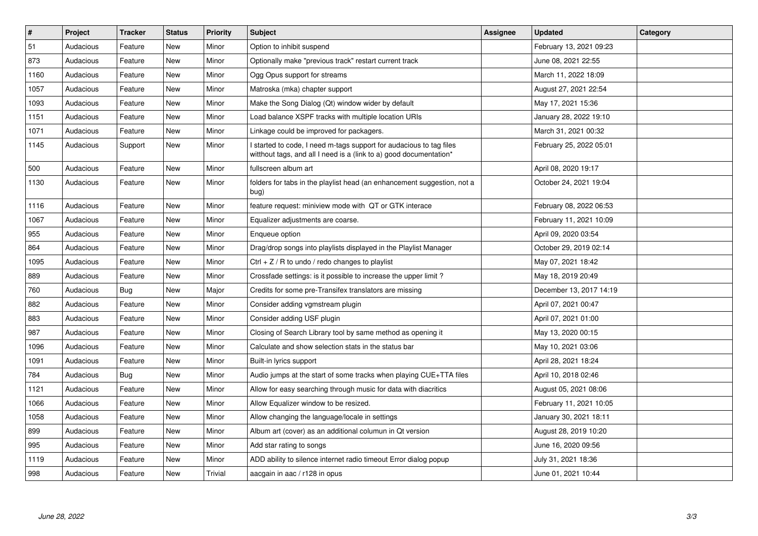| # | Project | Tracker | Status | Priority | Subject | Assignee | Updated | Category |
|---|---|---|---|---|---|---|---|---|
| 51 | Audacious | Feature | New | Minor | Option to inhibit suspend | | February 13, 2021 09:23 | |
| 873 | Audacious | Feature | New | Minor | Optionally make "previous track" restart current track | | June 08, 2021 22:55 | |
| 1160 | Audacious | Feature | New | Minor | Ogg Opus support for streams | | March 11, 2022 18:09 | |
| 1057 | Audacious | Feature | New | Minor | Matroska (mka) chapter support | | August 27, 2021 22:54 | |
| 1093 | Audacious | Feature | New | Minor | Make the Song Dialog (Qt) window wider by default | | May 17, 2021 15:36 | |
| 1151 | Audacious | Feature | New | Minor | Load balance XSPF tracks with multiple location URIs | | January 28, 2022 19:10 | |
| 1071 | Audacious | Feature | New | Minor | Linkage could be improved for packagers. | | March 31, 2021 00:32 | |
| 1145 | Audacious | Support | New | Minor | I started to code, I need m-tags support for audacious to tag files witthout tags, and all I need is a (link to a) good documentation* | | February 25, 2022 05:01 | |
| 500 | Audacious | Feature | New | Minor | fullscreen album art | | April 08, 2020 19:17 | |
| 1130 | Audacious | Feature | New | Minor | folders for tabs in the playlist head (an enhancement suggestion, not a bug) | | October 24, 2021 19:04 | |
| 1116 | Audacious | Feature | New | Minor | feature request: miniview mode with QT or GTK interace | | February 08, 2022 06:53 | |
| 1067 | Audacious | Feature | New | Minor | Equalizer adjustments are coarse. | | February 11, 2021 10:09 | |
| 955 | Audacious | Feature | New | Minor | Enqueue option | | April 09, 2020 03:54 | |
| 864 | Audacious | Feature | New | Minor | Drag/drop songs into playlists displayed in the Playlist Manager | | October 29, 2019 02:14 | |
| 1095 | Audacious | Feature | New | Minor | Ctrl + Z / R to undo / redo changes to playlist | | May 07, 2021 18:42 | |
| 889 | Audacious | Feature | New | Minor | Crossfade settings: is it possible to increase the upper limit ? | | May 18, 2019 20:49 | |
| 760 | Audacious | Bug | New | Major | Credits for some pre-Transifex translators are missing | | December 13, 2017 14:19 | |
| 882 | Audacious | Feature | New | Minor | Consider adding vgmstream plugin | | April 07, 2021 00:47 | |
| 883 | Audacious | Feature | New | Minor | Consider adding USF plugin | | April 07, 2021 01:00 | |
| 987 | Audacious | Feature | New | Minor | Closing of Search Library tool by same method as opening it | | May 13, 2020 00:15 | |
| 1096 | Audacious | Feature | New | Minor | Calculate and show selection stats in the status bar | | May 10, 2021 03:06 | |
| 1091 | Audacious | Feature | New | Minor | Built-in lyrics support | | April 28, 2021 18:24 | |
| 784 | Audacious | Bug | New | Minor | Audio jumps at the start of some tracks when playing CUE+TTA files | | April 10, 2018 02:46 | |
| 1121 | Audacious | Feature | New | Minor | Allow for easy searching through music for data with diacritics | | August 05, 2021 08:06 | |
| 1066 | Audacious | Feature | New | Minor | Allow Equalizer window to be resized. | | February 11, 2021 10:05 | |
| 1058 | Audacious | Feature | New | Minor | Allow changing the language/locale in settings | | January 30, 2021 18:11 | |
| 899 | Audacious | Feature | New | Minor | Album art (cover) as an additional columun in Qt version | | August 28, 2019 10:20 | |
| 995 | Audacious | Feature | New | Minor | Add star rating to songs | | June 16, 2020 09:56 | |
| 1119 | Audacious | Feature | New | Minor | ADD ability to silence internet radio timeout Error dialog popup | | July 31, 2021 18:36 | |
| 998 | Audacious | Feature | New | Trivial | aacgain in aac / r128 in opus | | June 01, 2021 10:44 | |